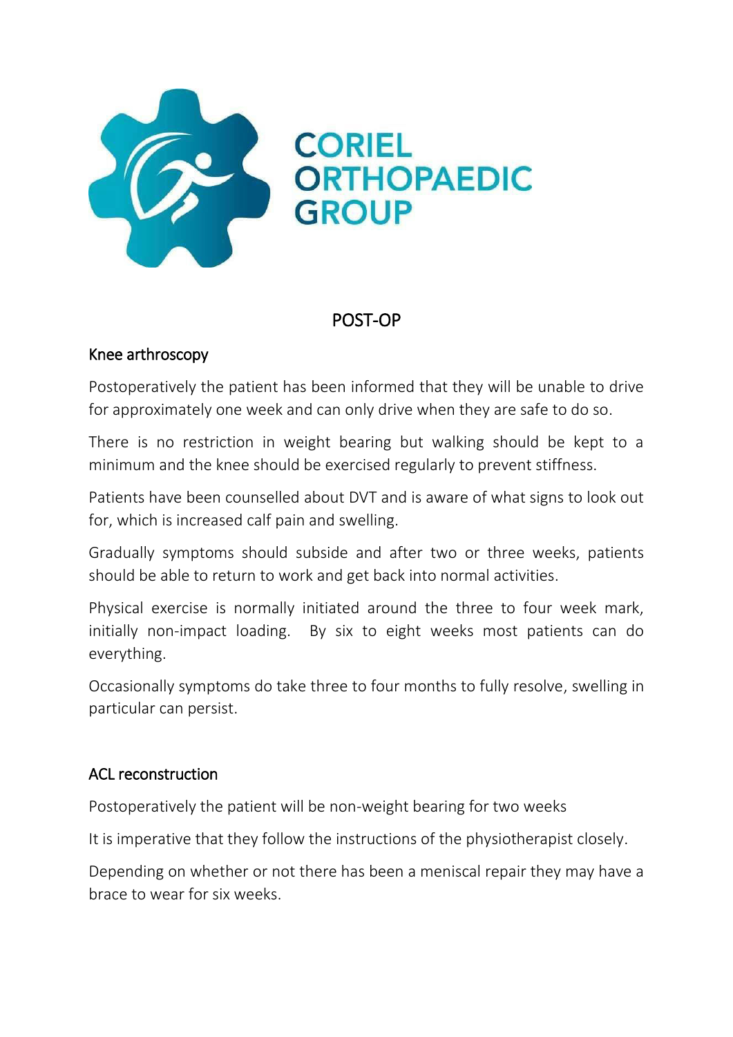# CORIEL ORTHOPAEDIC GROUP

## POST-OP

### Knee arthroscopy

Postoperatively the patient has been informed that they will be unable to drive for approximately one week and can only drive when they are safe to do so.

There is no restriction in weight bearing but walking should be kept to a minimum and the knee should be exercised regularly to prevent stiffness.

Patients have been counselled about DVT and is aware of what signs to look out for, which is increased calf pain and swelling.

Gradually symptoms should subside and after two or three weeks, patients should be able to return to work and get back into normal activities.

Physical exercise is normally initiated around the three to four week mark, initially non-impact loading. By six to eight weeks most patients can do everything.

Occasionally symptoms do take three to four months to fully resolve, swelling in particular can persist.

### ACL reconstruction

Postoperatively the patient will be non-weight bearing for two weeks

It is imperative that they follow the instructions of the physiotherapist closely.

Depending on whether or not there has been a meniscal repair they may have a brace to wear for six weeks.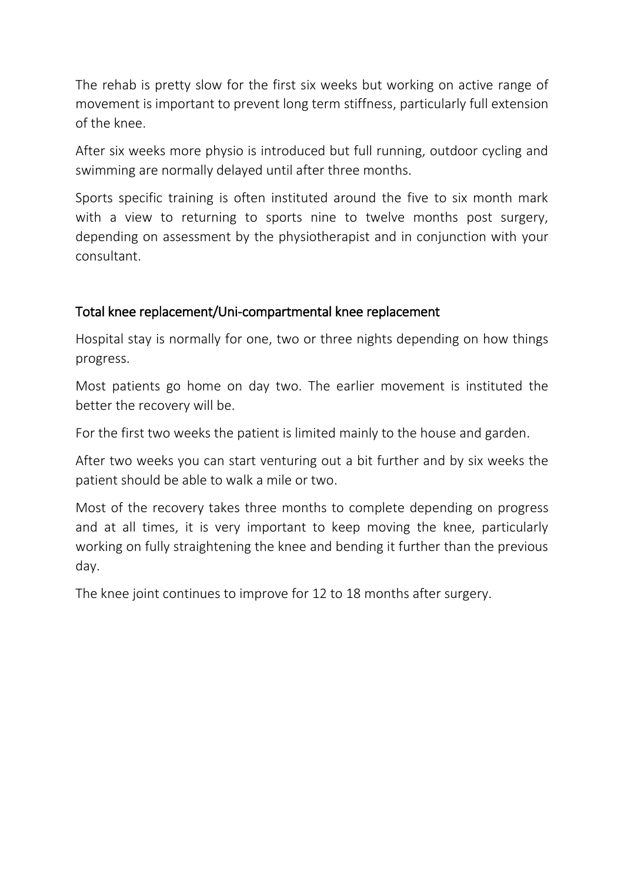The rehab is pretty slow for the first six weeks but working on active range of movement is important to prevent long term stiffness, particularly full extension of the knee.

After six weeks more physio is introduced but full running, outdoor cycling and swimming are normally delayed until after three months.

Sports specific training is often instituted around the five to six month mark with a view to returning to sports nine to twelve months post surgery, depending on assessment by the physiotherapist and in conjunction with your consultant.

## Total knee replacement/Uni-compartmental knee replacement

Hospital stay is normally for one, two or three nights depending on how things progress.

Most patients go home on day two. The earlier movement is instituted the better the recovery will be.

For the first two weeks the patient is limited mainly to the house and garden.

After two weeks you can start venturing out a bit further and by six weeks the patient should be able to walk a mile or two.

Most of the recovery takes three months to complete depending on progress and at all times, it is very important to keep moving the knee, particularly working on fully straightening the knee and bending it further than the previous day.

The knee joint continues to improve for 12 to 18 months after surgery.